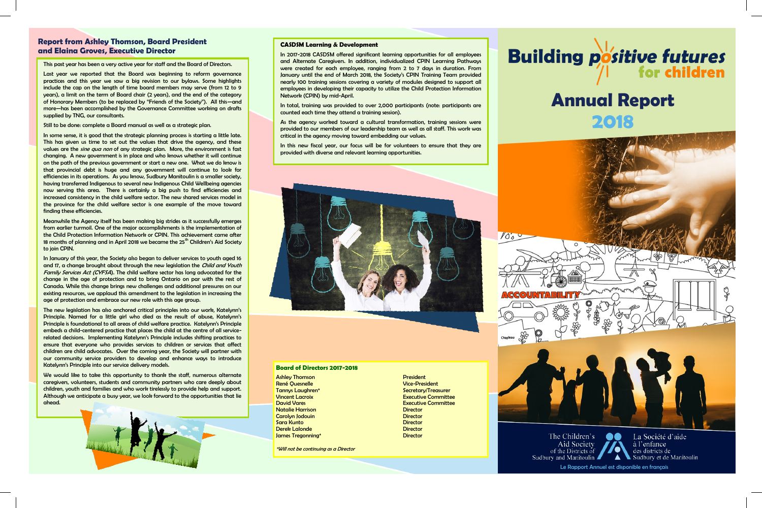## Report from Ashley Thomson, Board President and Elaina Groves, Executive Director

This past year has been a very active year for staff and the Board of Directors.

Last year we reported that the Board was beginning to reform governance practices and this year we saw a big revision to our bylaws. Some highlights include the cap on the length of time board members may serve (from 12 to 9 years), a limit on the term of Board chair (2 years), and the end of the category of Honorary Members (to be replaced by "Friends of the Society"). All this—and more—has been accomplished by the Governance Committee working on drafts supplied by TNG, our consultants.

Still to be done: complete a Board manual as well as a strategic plan.

In some sense, it is good that the strategic planning process is starting a little late. This has given us time to set out the values that drive the agency, and these values are the *sine qua non* of any strategic plan. More, the environment is fast changing. A new government is in place and who knows whether it will continue on the path of the previous government or start a new one. What we do know is that provincial debt is huge and any government will continue to look for efficiencies in its operations. As you know, Sudbury Manitoulin is a smaller society, having transferred Indigenous to several new Indigenous Child Wellbeing agencies now serving this area. There is certainly a big push to find efficiencies and increased consistency in the child welfare sector. The new shared services model in the province for the child welfare sector is one example of the move toward finding these efficiencies.

Meanwhile the Agency itself has been making big strides as it successfully emerges from earlier turmoil. One of the major accomplishments is the implementation of the Child Protection Information Network or CPIN. This achievement came after 18 months of planning and in April 2018 we became the 25th Children's Aid Society to join CPIN.

In January of this year, the Society also began to deliver services to youth aged 16 and 17, a change brought about through the new legislation the *Child and Youth Family Services Act (CYFSA)*. The child welfare sector has long advocated for the change in the age of protection and to bring Ontario on par with the rest of Canada. While this change brings new challenges and additional pressures on our existing resources, we applaud this amendment to the legislation in increasing the age of protection and embrace our new role with this age group.

The new legislation has also anchored critical principles into our work, Katelynn's Principle. Named for a little girl who died as the result of abuse, Katelynn's Principle is foundational to all areas of child welfare practice. Katelynn's Principle embeds a child-centered practice that places the child at the centre of all service-related decisions. Implementing Katelynn's Principle includes shifting practices to ensure that everyone who provides services to children or services that affect children are child advocates. Over the coming year, the Society will partner with our community service providers to develop and enhance ways to introduce Katelynn's Principle into our service delivery models.

We would like to take this opportunity to thank the staff, numerous alternate caregivers, volunteers, students and community partners who care deeply about children, youth and families and who work tirelessly to provide help and support. Although we anticipate a busy year, we look forward to the opportunities that lie ahead.

## CASDSM Learning & Development

In 2017-2018 CASDSM offered significant learning opportunities for all employees and Alternate Caregivers. In addition, individualized CPIN Learning Pathways were created for each employee, ranging from 2 to 7 days in duration. From January until the end of March 2018, the Society's CPIN Training Team provided nearly 100 training sessions covering a variety of modules designed to support all employees in developing their capacity to utilize the Child Protection Information Network (CPIN) by mid-April.

In total, training was provided to over 2,000 participants (note: participants are counted each time they attend a training session).

As the agency worked toward a cultural transformation, training sessions were provided to our members of our leadership team as well as all staff. This work was critical in the agency moving toward embedding our values.

In this new fiscal year, our focus will be for volunteers to ensure that they are provided with diverse and relevant learning opportunities.

## Board of Directors 2017-2018

| Name | Position |
|---|---|
| Ashley Thomson | President |
| René Quesnelle | Vice-President |
| Tannys Laughren* | Secretary/Treasurer |
| Vincent Lacroix | Executive Committee |
| David Vares | Executive Committee |
| Natalie Harrison | Director |
| Carolyn Jodouin | Director |
| Sara Kunto | Director |
| Derek Lalonde | Director |
| James Tregonning* | Director |

*\*Will not be continuing as a Director*

# Building positive futures for children

# Annual Report 2018

ACCOUNTABILITY

Chapleau

The Children's Aid Society of the Districts of Sudbury and Manitoulin

La Société d'aide à l'enfance des districts de Sudbury et de Manitoulin

Le Rapport Annuel est disponible en français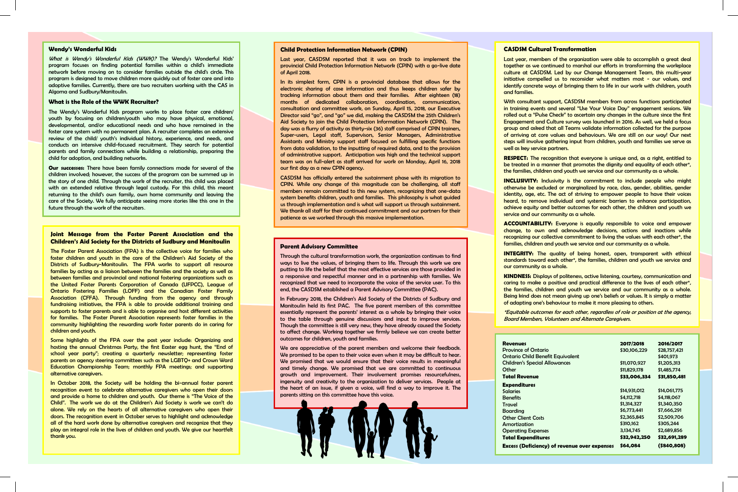## Wendy's Wonderful Kids

*What is Wendy's Wonderful Kids (WWK)?* The Wendy's Wonderful Kids' program focuses on finding potential families within a child's immediate network before moving on to consider families outside the child's circle. This program is designed to move children more quickly out of foster care and into adoptive families. Currently, there are two recruiters working with the CAS in Algoma and Sudbury/Manitoulin.

### What is the Role of the WWK Recruiter?

The Wendy's Wonderful Kids program works to place foster care children/ youth by focusing on children/youth who may have physical, emotional, developmental, and/or educational needs and who have remained in the foster care system with no permanent plan. A recruiter completes an extensive review of the child/ youth's individual history, experience, and needs, and conducts an intensive child-focused recruitment. They search for potential parents and family connections while building a relationship, preparing the child for adoption, and building networks.

**Our successes:** There have been family connections made for several of the children involved; however, the success of the program can be summed up in the story of one child. Through the work of the recruiter, this child was placed with an extended relative through legal custody. For this child, this meant returning to the child's own family, own home community and leaving the care of the Society. We fully anticipate seeing more stories like this one in the future through the work of the recruiters.

## Joint Message from the Foster Parent Association and the Children's Aid Society for the Districts of Sudbury and Manitoulin

The Foster Parent Association (FPA) is the collective voice for families who foster children and youth in the care of the Children's Aid Society of the Districts of Sudbury-Manitoulin. The FPA works to support all resource families by acting as a liaison between the families and the society as well as between families and provincial and national fostering organizations such as the United Foster Parents Corporation of Canada (UFPCC), League of Ontario Fostering Families (LOFF) and the Canadian Foster Family Association (CFFA). Through funding from the agency and through fundraising initiatives, the FPA is able to provide additional training and supports to foster parents and is able to organise and host different activities for families. The Foster Parent Association represents foster families in the community highlighting the rewarding work foster parents do in caring for children and youth.

Some highlights of the FPA over the past year include: Organizing and hosting the annual Christmas Party, the first Easter egg hunt, the "End of school year party"; creating a quarterly newsletter; representing foster parents on agency steering committees such as the LGBTQ+ and Crown Ward Education Championship Team; monthly FPA meetings; and supporting alternative caregivers.

In October 2018, the Society will be holding the bi-annual foster parent recognition event to celebrate alternative caregivers who open their doors and provide a home to children and youth. Our theme is "The Voice of the Child". The work we do at the Children's Aid Society is work we can't do alone. We rely on the hearts of all alternative caregivers who open their doors. The recognition event in October serves to highlight and acknowledge all of the hard work done by alternative caregivers and recognize that they play an integral role in the lives of children and youth. We give our heartfelt thank you.

## Child Protection Information Network (CPIN)

Last year, CASDSM reported that it was on track to implement the provincial Child Protection Information Network (CPIN) with a go-live date of April 2018.

In its simplest form, CPIN is a provincial database that allows for the electronic sharing of case information and thus keeps children safer by tracking information about them and their families. After eighteen (18) months of dedicated collaboration, coordination, communication, consultation and committee work, on Sunday, April 15, 2018, our Executive Director said "go", and "go" we did, making the CASDSM the 25th Children's Aid Society to join the Child Protection Information Network (CPIN). The day was a flurry of activity as thirty-six (36) staff comprised of CPIN trainers, Super-users, Legal staff, Supervisors, Senior Managers, Administrative Assistants and Ministry support staff focused on fulfilling specific functions from data validation, to the inputting of required data, and to the provision of administrative support. Anticipation was high and the technical support team was on full-alert as staff arrived for work on Monday, April 16, 2018 our first day as a new CPIN agency.

CASDSM has officially entered the sustainment phase with its migration to CPIN. While any change of this magnitude can be challenging, all staff members remain committed to this new system, recognizing that one-data system benefits children, youth and families. This philosophy is what guided us through implementation and is what will support us through sustainment. We thank all staff for their continued commitment and our partners for their patience as we worked through this massive implementation.

## Parent Advisory Committee

Through the cultural transformation work, the organization continues to find ways to live the values, of bringing them to life. Through this work we are putting to life the belief that the most effective services are those provided in a responsive and respectful manner and in a partnership with families. We recognized that we need to incorporate the voice of the service user. To this end, the CASDSM established a Parent Advisory Committee (PAC).

In February 2018, the Children's Aid Society of the Districts of Sudbury and Manitoulin held its first PAC. The five parent members of this committee essentially represent the parents' interest as a whole by bringing their voice to the table through genuine discussions and input to improve services. Though the committee is still very new, they have already caused the Society to affect change. Working together we firmly believe we can create better outcomes for children, youth and families.

We are appreciative of the parent members and welcome their feedback. We promised to be open to their voice even when it may be difficult to hear. We promised that we would ensure that their voice results in meaningful and timely change. We promised that we are committed to continuous growth and improvement. Their involvement promises resourcefulness, ingenuity and creativity to the organization to deliver services. People at the heart of an issue, if given a voice, will find a way to improve it. The parents sitting on this committee have this voice.

## CASDSM Cultural Transformation

Last year, members of the organization were able to accomplish a great deal together as we continued to marshal our efforts in transforming the workplace culture at CASDSM. Led by our Change Management Team, this multi-year initiative compelled us to reconsider what matters most - our values, and identify concrete ways of bringing them to life in our work with children, youth and families.

With consultant support, CASDSM members from across functions participated in training events and several "Use Your Voice Day" engagement sessions. We rolled out a "Pulse Check" to ascertain any changes in the culture since the first Engagement and Culture survey was launched in 2016. As well, we held a focus group and asked that all Teams validate information collected for the purpose of arriving at core values and behaviours. We are still on our way! Our next steps will involve gathering input from children, youth and families we serve as well as key service partners.

**RESPECT:** The recognition that everyone is unique and, as a right, entitled to be treated in a manner that promotes the dignity and equality of each other*, the families, children and youth we service and our community as a whole.

**INCLUSIVITY:** Inclusivity is the commitment to include people who might otherwise be excluded or marginalized by race, class, gender, abilities, gender identity, age, etc. The act of striving to empower people to have their voices heard, to remove individual and systemic barriers to enhance participation, achieve equity and better outcomes for each other, the children and youth we service and our community as a whole.

**ACCOUNTABILITY:** Everyone is equally responsible to voice and empower change, to own and acknowledge decisions, actions and inactions while recognizing our collective commitment to living the values with each other*, the families, children and youth we service and our community as a whole.

**INTEGRITY:** The quality of being honest, open, transparent with ethical standards toward each other*, the families, children and youth we service and our community as a whole.

**KINDNESS:** Displays of politeness, active listening, courtesy, communication and caring to make a positive and practical difference to the lives of each other*, the families, children and youth we service and our community as a whole. Being kind does not mean giving up one's beliefs or values. It is simply a matter of adopting one's behaviour to make it more pleasing to others.

*\*Equitable outcomes for each other, regardless of role or position at the agency, Board Members, Volunteers and Alternate Caregivers.*

| **Revenues** | **2017/2018** | **2016/2017** |
|---|---|---|
| Province of Ontario | $30,106,229 | $28,757,421 |
| Ontario Child Benefit Equivalent | | $401,973 |
| Children's Special Allowances | $11,070,927 | $1,205,313 |
| Other | $11,829,178 | $1,485,774 |
| **Total Revenue** | **$33,006,334** | **$31,850,481** |
| **Expenditures** | | |
| Salaries | $14,931,012 | $14,061,775 |
| Benefits | $4,112,718 | $4,118,067 |
| Travel | $1,314,327 | $1,340,350 |
| Boarding | $6,773,441 | $7,666,291 |
| Other Client Costs | $2,365,845 | $2,509,706 |
| Amortization | $310,162 | $305,244 |
| Operating Expenses | 3,134,745 | $2,689,856 |
| **Total Expenditures** | **$32,942,250** | **$32,691,289** |
| **Excess (Deficiency) of revenue over expenses** | **$64,084** | **($840,808)** |